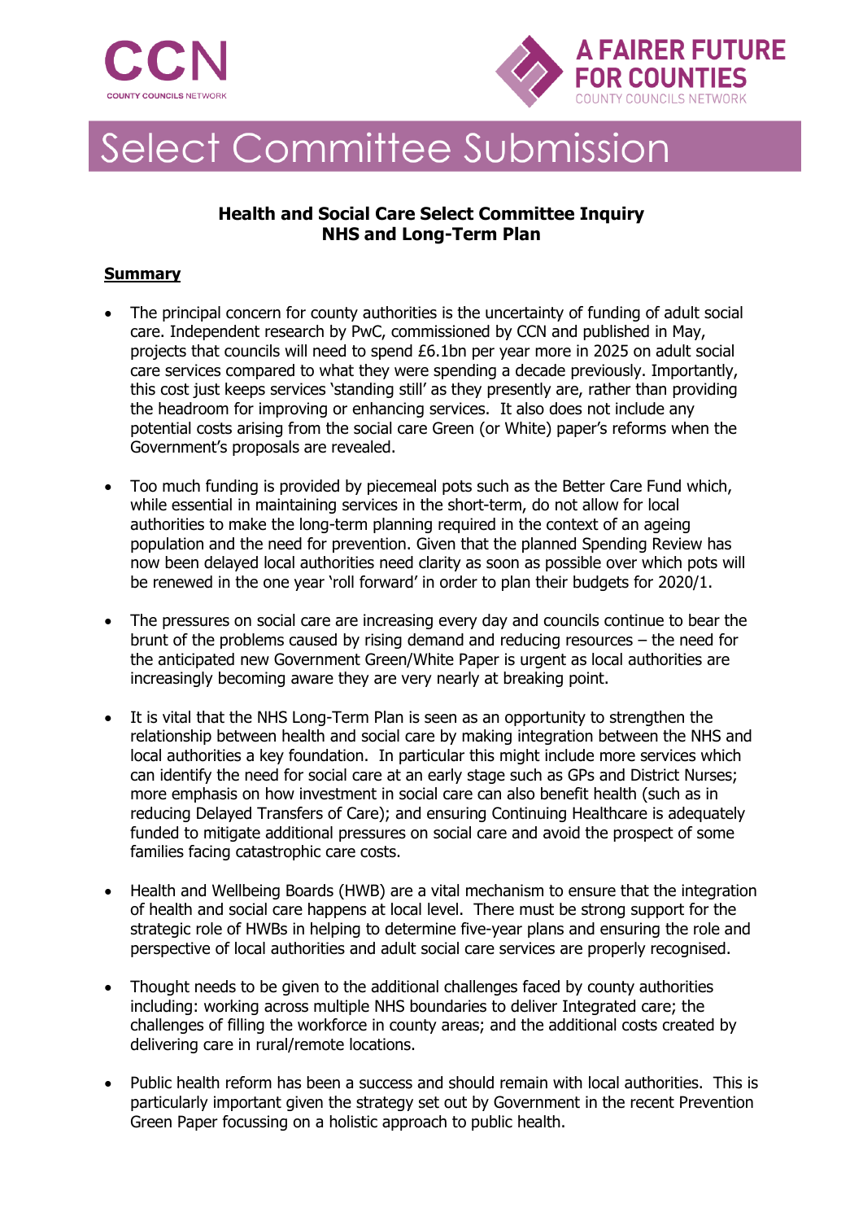# Select Committee Submission

**Health and Social Care Select Committee Inquiry**
**NHS and Long-Term Plan**

## Summary

- The principal concern for county authorities is the uncertainty of funding of adult social care. Independent research by PwC, commissioned by CCN and published in May, projects that councils will need to spend £6.1bn per year more in 2025 on adult social care services compared to what they were spending a decade previously. Importantly, this cost just keeps services 'standing still' as they presently are, rather than providing the headroom for improving or enhancing services. It also does not include any potential costs arising from the social care Green (or White) paper's reforms when the Government's proposals are revealed.

- Too much funding is provided by piecemeal pots such as the Better Care Fund which, while essential in maintaining services in the short-term, do not allow for local authorities to make the long-term planning required in the context of an ageing population and the need for prevention. Given that the planned Spending Review has now been delayed local authorities need clarity as soon as possible over which pots will be renewed in the one year 'roll forward' in order to plan their budgets for 2020/1.

- The pressures on social care are increasing every day and councils continue to bear the brunt of the problems caused by rising demand and reducing resources – the need for the anticipated new Government Green/White Paper is urgent as local authorities are increasingly becoming aware they are very nearly at breaking point.

- It is vital that the NHS Long-Term Plan is seen as an opportunity to strengthen the relationship between health and social care by making integration between the NHS and local authorities a key foundation. In particular this might include more services which can identify the need for social care at an early stage such as GPs and District Nurses; more emphasis on how investment in social care can also benefit health (such as in reducing Delayed Transfers of Care); and ensuring Continuing Healthcare is adequately funded to mitigate additional pressures on social care and avoid the prospect of some families facing catastrophic care costs.

- Health and Wellbeing Boards (HWB) are a vital mechanism to ensure that the integration of health and social care happens at local level. There must be strong support for the strategic role of HWBs in helping to determine five-year plans and ensuring the role and perspective of local authorities and adult social care services are properly recognised.

- Thought needs to be given to the additional challenges faced by county authorities including: working across multiple NHS boundaries to deliver Integrated care; the challenges of filling the workforce in county areas; and the additional costs created by delivering care in rural/remote locations.

- Public health reform has been a success and should remain with local authorities. This is particularly important given the strategy set out by Government in the recent Prevention Green Paper focussing on a holistic approach to public health.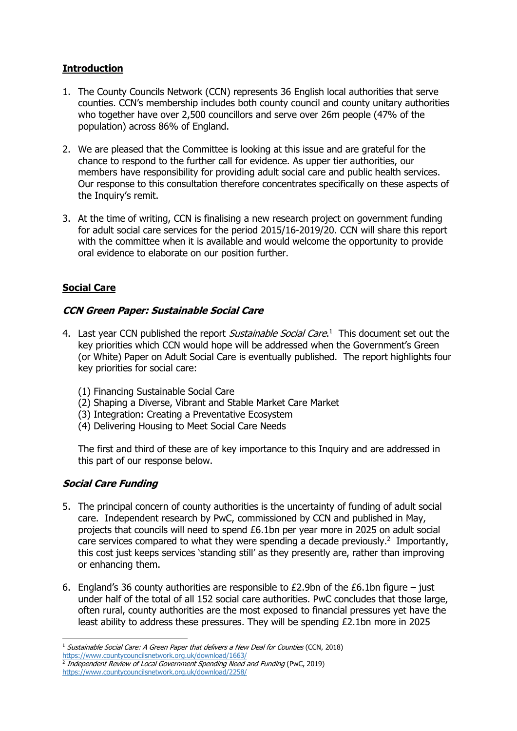## **Introduction**

1. The County Councils Network (CCN) represents 36 English local authorities that serve counties. CCN's membership includes both county council and county unitary authorities who together have over 2,500 councillors and serve over 26m people (47% of the population) across 86% of England.

2. We are pleased that the Committee is looking at this issue and are grateful for the chance to respond to the further call for evidence. As upper tier authorities, our members have responsibility for providing adult social care and public health services. Our response to this consultation therefore concentrates specifically on these aspects of the Inquiry's remit.

3. At the time of writing, CCN is finalising a new research project on government funding for adult social care services for the period 2015/16-2019/20. CCN will share this report with the committee when it is available and would welcome the opportunity to provide oral evidence to elaborate on our position further.

## **Social Care**

### ***CCN Green Paper: Sustainable Social Care***

4. Last year CCN published the report *Sustainable Social Care*.[1] This document set out the key priorities which CCN would hope will be addressed when the Government's Green (or White) Paper on Adult Social Care is eventually published. The report highlights four key priorities for social care:

   (1) Financing Sustainable Social Care
   (2) Shaping a Diverse, Vibrant and Stable Market Care Market
   (3) Integration: Creating a Preventative Ecosystem
   (4) Delivering Housing to Meet Social Care Needs

   The first and third of these are of key importance to this Inquiry and are addressed in this part of our response below.

### ***Social Care Funding***

5. The principal concern of county authorities is the uncertainty of funding of adult social care. Independent research by PwC, commissioned by CCN and published in May, projects that councils will need to spend £6.1bn per year more in 2025 on adult social care services compared to what they were spending a decade previously.[2] Importantly, this cost just keeps services 'standing still' as they presently are, rather than improving or enhancing them.

6. England's 36 county authorities are responsible to £2.9bn of the £6.1bn figure – just under half of the total of all 152 social care authorities. PwC concludes that those large, often rural, county authorities are the most exposed to financial pressures yet have the least ability to address these pressures. They will be spending £2.1bn more in 2025

---

[1] *Sustainable Social Care: A Green Paper that delivers a New Deal for Counties* (CCN, 2018) https://www.countycouncilsnetwork.org.uk/download/1663/

[2] *Independent Review of Local Government Spending Need and Funding* (PwC, 2019) https://www.countycouncilsnetwork.org.uk/download/2258/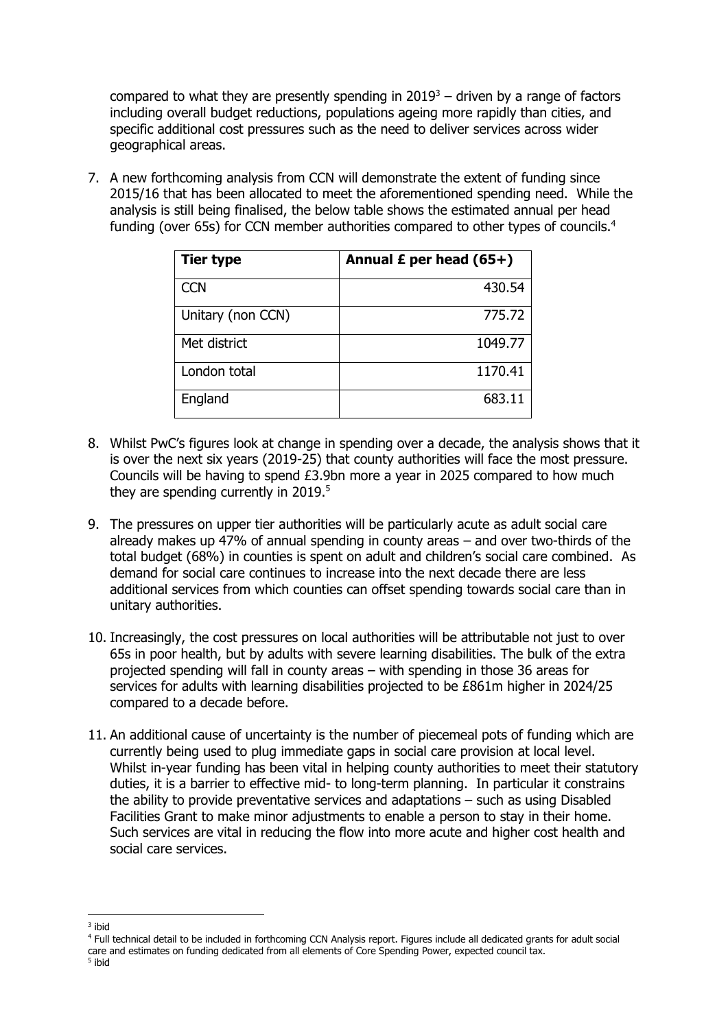compared to what they are presently spending in 2019[3] – driven by a range of factors including overall budget reductions, populations ageing more rapidly than cities, and specific additional cost pressures such as the need to deliver services across wider geographical areas.

7. A new forthcoming analysis from CCN will demonstrate the extent of funding since 2015/16 that has been allocated to meet the aforementioned spending need. While the analysis is still being finalised, the below table shows the estimated annual per head funding (over 65s) for CCN member authorities compared to other types of councils.[4]

| Tier type | Annual £ per head (65+) |
|---|---:|
| CCN | 430.54 |
| Unitary (non CCN) | 775.72 |
| Met district | 1049.77 |
| London total | 1170.41 |
| England | 683.11 |

8. Whilst PwC's figures look at change in spending over a decade, the analysis shows that it is over the next six years (2019-25) that county authorities will face the most pressure. Councils will be having to spend £3.9bn more a year in 2025 compared to how much they are spending currently in 2019.[5]

9. The pressures on upper tier authorities will be particularly acute as adult social care already makes up 47% of annual spending in county areas – and over two-thirds of the total budget (68%) in counties is spent on adult and children's social care combined. As demand for social care continues to increase into the next decade there are less additional services from which counties can offset spending towards social care than in unitary authorities.

10. Increasingly, the cost pressures on local authorities will be attributable not just to over 65s in poor health, but by adults with severe learning disabilities. The bulk of the extra projected spending will fall in county areas – with spending in those 36 areas for services for adults with learning disabilities projected to be £861m higher in 2024/25 compared to a decade before.

11. An additional cause of uncertainty is the number of piecemeal pots of funding which are currently being used to plug immediate gaps in social care provision at local level. Whilst in-year funding has been vital in helping county authorities to meet their statutory duties, it is a barrier to effective mid- to long-term planning. In particular it constrains the ability to provide preventative services and adaptations – such as using Disabled Facilities Grant to make minor adjustments to enable a person to stay in their home. Such services are vital in reducing the flow into more acute and higher cost health and social care services.

---

[3] ibid

[4] Full technical detail to be included in forthcoming CCN Analysis report. Figures include all dedicated grants for adult social care and estimates on funding dedicated from all elements of Core Spending Power, expected council tax.

[5] ibid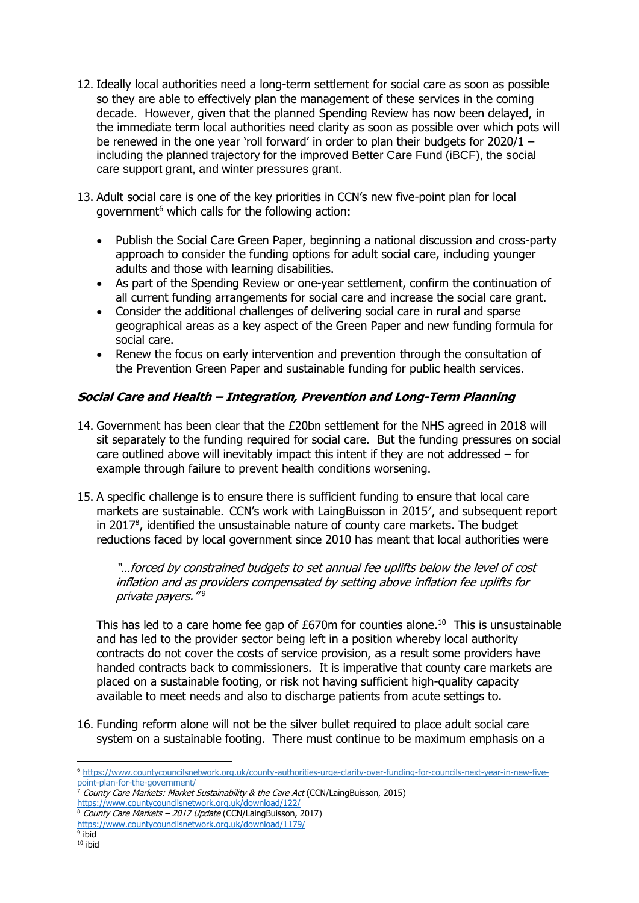12. Ideally local authorities need a long-term settlement for social care as soon as possible so they are able to effectively plan the management of these services in the coming decade. However, given that the planned Spending Review has now been delayed, in the immediate term local authorities need clarity as soon as possible over which pots will be renewed in the one year 'roll forward' in order to plan their budgets for 2020/1 – including the planned trajectory for the improved Better Care Fund (iBCF), the social care support grant, and winter pressures grant.

13. Adult social care is one of the key priorities in CCN's new five-point plan for local government[6] which calls for the following action:

    - Publish the Social Care Green Paper, beginning a national discussion and cross-party approach to consider the funding options for adult social care, including younger adults and those with learning disabilities.
    - As part of the Spending Review or one-year settlement, confirm the continuation of all current funding arrangements for social care and increase the social care grant.
    - Consider the additional challenges of delivering social care in rural and sparse geographical areas as a key aspect of the Green Paper and new funding formula for social care.
    - Renew the focus on early intervention and prevention through the consultation of the Prevention Green Paper and sustainable funding for public health services.

### *Social Care and Health – Integration, Prevention and Long-Term Planning*

14. Government has been clear that the £20bn settlement for the NHS agreed in 2018 will sit separately to the funding required for social care. But the funding pressures on social care outlined above will inevitably impact this intent if they are not addressed – for example through failure to prevent health conditions worsening.

15. A specific challenge is to ensure there is sufficient funding to ensure that local care markets are sustainable. CCN's work with LaingBuisson in 2015[7], and subsequent report in 2017[8], identified the unsustainable nature of county care markets. The budget reductions faced by local government since 2010 has meant that local authorities were

    *"…forced by constrained budgets to set annual fee uplifts below the level of cost inflation and as providers compensated by setting above inflation fee uplifts for private payers."*[9]

    This has led to a care home fee gap of £670m for counties alone.[10] This is unsustainable and has led to the provider sector being left in a position whereby local authority contracts do not cover the costs of service provision, as a result some providers have handed contracts back to commissioners. It is imperative that county care markets are placed on a sustainable footing, or risk not having sufficient high-quality capacity available to meet needs and also to discharge patients from acute settings to.

16. Funding reform alone will not be the silver bullet required to place adult social care system on a sustainable footing. There must continue to be maximum emphasis on a

---

[6] https://www.countycouncilsnetwork.org.uk/county-authorities-urge-clarity-over-funding-for-councils-next-year-in-new-five-point-plan-for-the-government/

[7] *County Care Markets: Market Sustainability & the Care Act* (CCN/LaingBuisson, 2015) https://www.countycouncilsnetwork.org.uk/download/122/

[8] *County Care Markets – 2017 Update* (CCN/LaingBuisson, 2017) https://www.countycouncilsnetwork.org.uk/download/1179/

[9] ibid

[10] ibid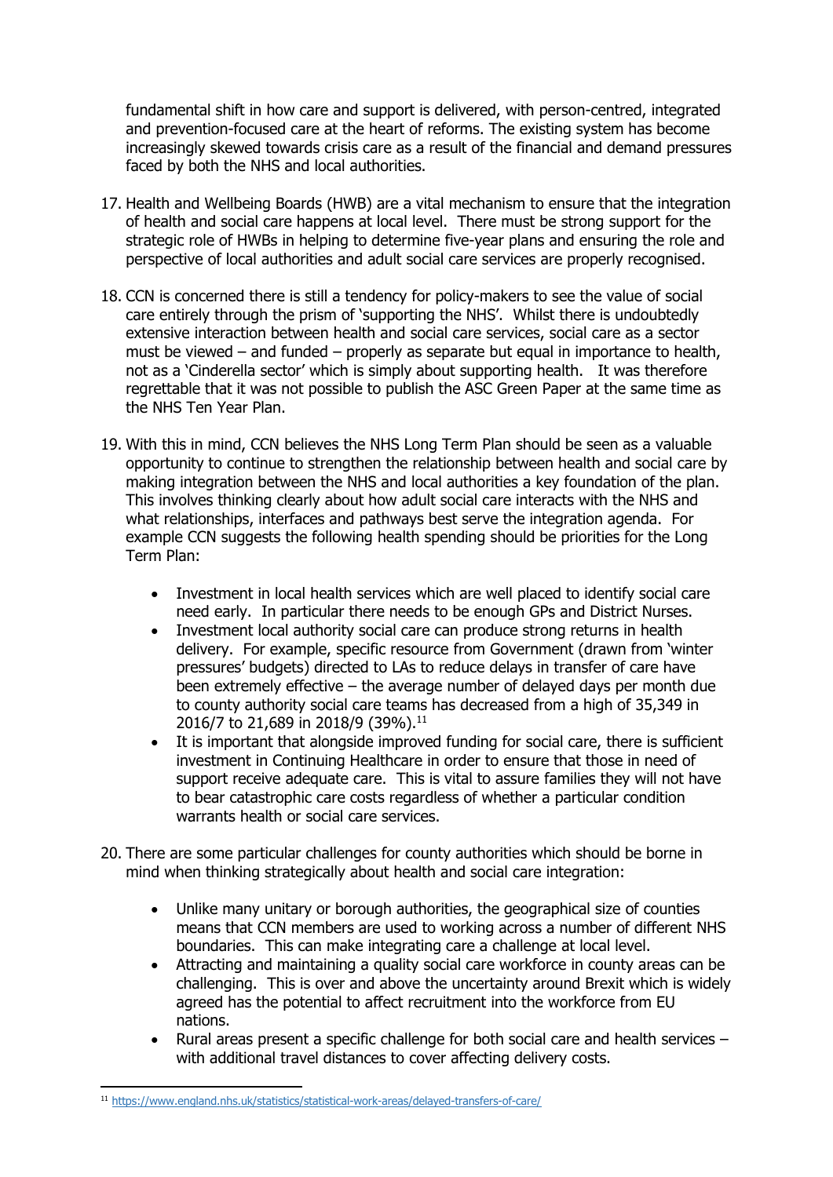fundamental shift in how care and support is delivered, with person-centred, integrated and prevention-focused care at the heart of reforms. The existing system has become increasingly skewed towards crisis care as a result of the financial and demand pressures faced by both the NHS and local authorities.

17. Health and Wellbeing Boards (HWB) are a vital mechanism to ensure that the integration of health and social care happens at local level. There must be strong support for the strategic role of HWBs in helping to determine five-year plans and ensuring the role and perspective of local authorities and adult social care services are properly recognised.

18. CCN is concerned there is still a tendency for policy-makers to see the value of social care entirely through the prism of 'supporting the NHS'. Whilst there is undoubtedly extensive interaction between health and social care services, social care as a sector must be viewed – and funded – properly as separate but equal in importance to health, not as a 'Cinderella sector' which is simply about supporting health. It was therefore regrettable that it was not possible to publish the ASC Green Paper at the same time as the NHS Ten Year Plan.

19. With this in mind, CCN believes the NHS Long Term Plan should be seen as a valuable opportunity to continue to strengthen the relationship between health and social care by making integration between the NHS and local authorities a key foundation of the plan. This involves thinking clearly about how adult social care interacts with the NHS and what relationships, interfaces and pathways best serve the integration agenda. For example CCN suggests the following health spending should be priorities for the Long Term Plan:

    - Investment in local health services which are well placed to identify social care need early. In particular there needs to be enough GPs and District Nurses.
    - Investment local authority social care can produce strong returns in health delivery. For example, specific resource from Government (drawn from 'winter pressures' budgets) directed to LAs to reduce delays in transfer of care have been extremely effective – the average number of delayed days per month due to county authority social care teams has decreased from a high of 35,349 in 2016/7 to 21,689 in 2018/9 (39%).[11]
    - It is important that alongside improved funding for social care, there is sufficient investment in Continuing Healthcare in order to ensure that those in need of support receive adequate care. This is vital to assure families they will not have to bear catastrophic care costs regardless of whether a particular condition warrants health or social care services.

20. There are some particular challenges for county authorities which should be borne in mind when thinking strategically about health and social care integration:

    - Unlike many unitary or borough authorities, the geographical size of counties means that CCN members are used to working across a number of different NHS boundaries. This can make integrating care a challenge at local level.
    - Attracting and maintaining a quality social care workforce in county areas can be challenging. This is over and above the uncertainty around Brexit which is widely agreed has the potential to affect recruitment into the workforce from EU nations.
    - Rural areas present a specific challenge for both social care and health services – with additional travel distances to cover affecting delivery costs.

[11] https://www.england.nhs.uk/statistics/statistical-work-areas/delayed-transfers-of-care/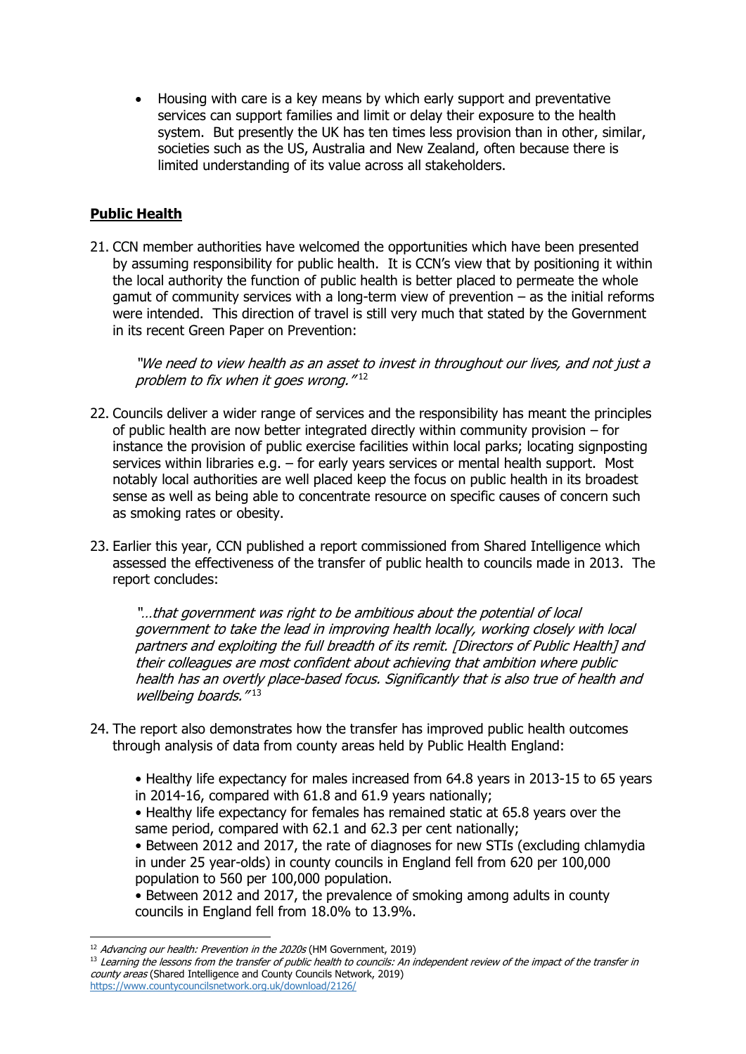- Housing with care is a key means by which early support and preventative services can support families and limit or delay their exposure to the health system. But presently the UK has ten times less provision than in other, similar, societies such as the US, Australia and New Zealand, often because there is limited understanding of its value across all stakeholders.

## Public Health

21. CCN member authorities have welcomed the opportunities which have been presented by assuming responsibility for public health. It is CCN's view that by positioning it within the local authority the function of public health is better placed to permeate the whole gamut of community services with a long-term view of prevention – as the initial reforms were intended. This direction of travel is still very much that stated by the Government in its recent Green Paper on Prevention:

    *"We need to view health as an asset to invest in throughout our lives, and not just a problem to fix when it goes wrong."*[12]

22. Councils deliver a wider range of services and the responsibility has meant the principles of public health are now better integrated directly within community provision – for instance the provision of public exercise facilities within local parks; locating signposting services within libraries e.g. – for early years services or mental health support. Most notably local authorities are well placed keep the focus on public health in its broadest sense as well as being able to concentrate resource on specific causes of concern such as smoking rates or obesity.

23. Earlier this year, CCN published a report commissioned from Shared Intelligence which assessed the effectiveness of the transfer of public health to councils made in 2013. The report concludes:

    *"…that government was right to be ambitious about the potential of local government to take the lead in improving health locally, working closely with local partners and exploiting the full breadth of its remit. [Directors of Public Health] and their colleagues are most confident about achieving that ambition where public health has an overtly place-based focus. Significantly that is also true of health and wellbeing boards."*[13]

24. The report also demonstrates how the transfer has improved public health outcomes through analysis of data from county areas held by Public Health England:

    - Healthy life expectancy for males increased from 64.8 years in 2013-15 to 65 years in 2014-16, compared with 61.8 and 61.9 years nationally;
    - Healthy life expectancy for females has remained static at 65.8 years over the same period, compared with 62.1 and 62.3 per cent nationally;
    - Between 2012 and 2017, the rate of diagnoses for new STIs (excluding chlamydia in under 25 year-olds) in county councils in England fell from 620 per 100,000 population to 560 per 100,000 population.
    - Between 2012 and 2017, the prevalence of smoking among adults in county councils in England fell from 18.0% to 13.9%.

---

[12] *Advancing our health: Prevention in the 2020s* (HM Government, 2019)

[13] *Learning the lessons from the transfer of public health to councils: An independent review of the impact of the transfer in county areas* (Shared Intelligence and County Councils Network, 2019) https://www.countycouncilsnetwork.org.uk/download/2126/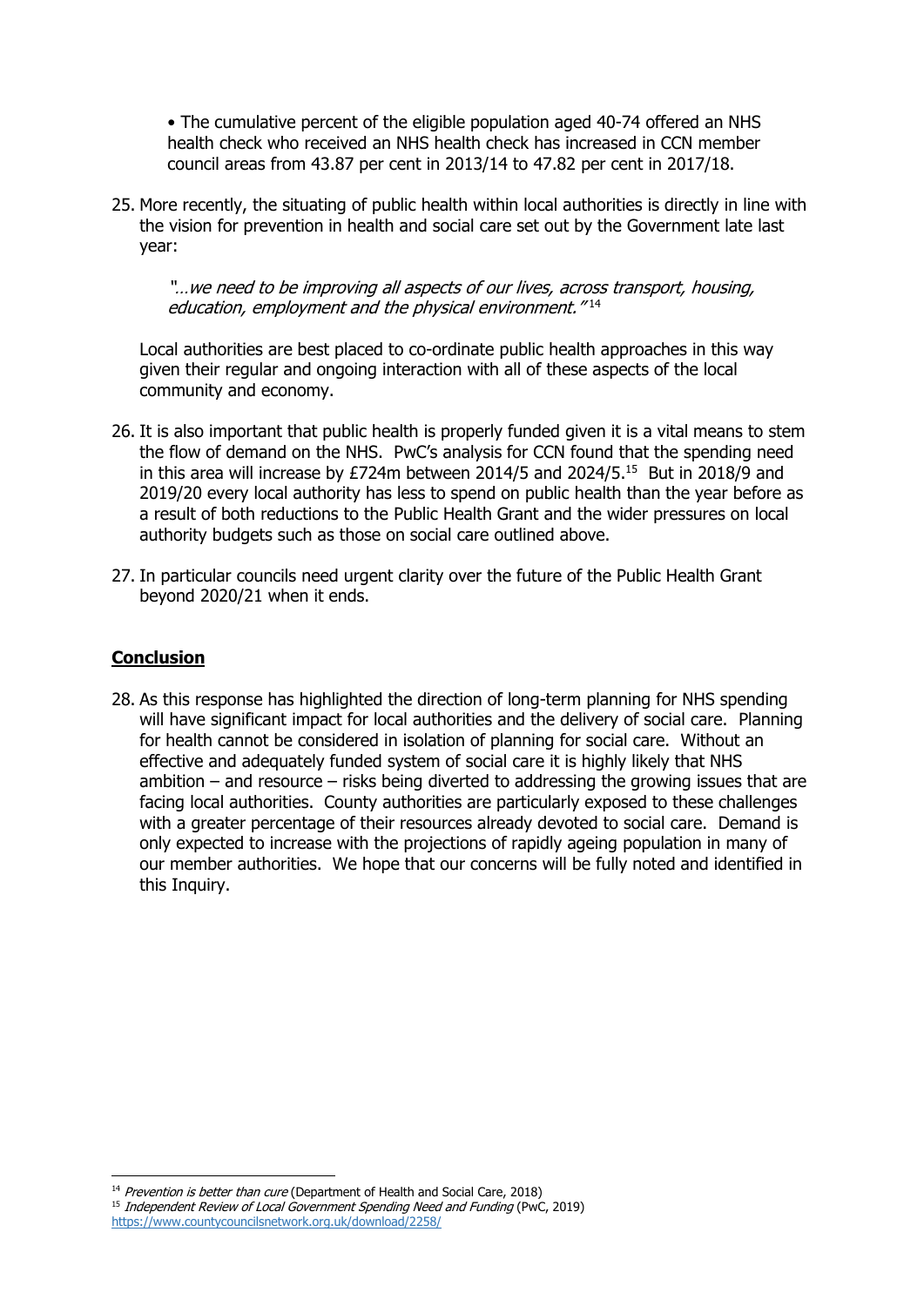- The cumulative percent of the eligible population aged 40-74 offered an NHS health check who received an NHS health check has increased in CCN member council areas from 43.87 per cent in 2013/14 to 47.82 per cent in 2017/18.

25. More recently, the situating of public health within local authorities is directly in line with the vision for prevention in health and social care set out by the Government late last year:

    *"…we need to be improving all aspects of our lives, across transport, housing, education, employment and the physical environment."*[14]

    Local authorities are best placed to co-ordinate public health approaches in this way given their regular and ongoing interaction with all of these aspects of the local community and economy.

26. It is also important that public health is properly funded given it is a vital means to stem the flow of demand on the NHS. PwC's analysis for CCN found that the spending need in this area will increase by £724m between 2014/5 and 2024/5.[15] But in 2018/9 and 2019/20 every local authority has less to spend on public health than the year before as a result of both reductions to the Public Health Grant and the wider pressures on local authority budgets such as those on social care outlined above.

27. In particular councils need urgent clarity over the future of the Public Health Grant beyond 2020/21 when it ends.

## Conclusion

28. As this response has highlighted the direction of long-term planning for NHS spending will have significant impact for local authorities and the delivery of social care. Planning for health cannot be considered in isolation of planning for social care. Without an effective and adequately funded system of social care it is highly likely that NHS ambition – and resource – risks being diverted to addressing the growing issues that are facing local authorities. County authorities are particularly exposed to these challenges with a greater percentage of their resources already devoted to social care. Demand is only expected to increase with the projections of rapidly ageing population in many of our member authorities. We hope that our concerns will be fully noted and identified in this Inquiry.

---

[14] *Prevention is better than cure* (Department of Health and Social Care, 2018)

[15] *Independent Review of Local Government Spending Need and Funding* (PwC, 2019) https://www.countycouncilsnetwork.org.uk/download/2258/